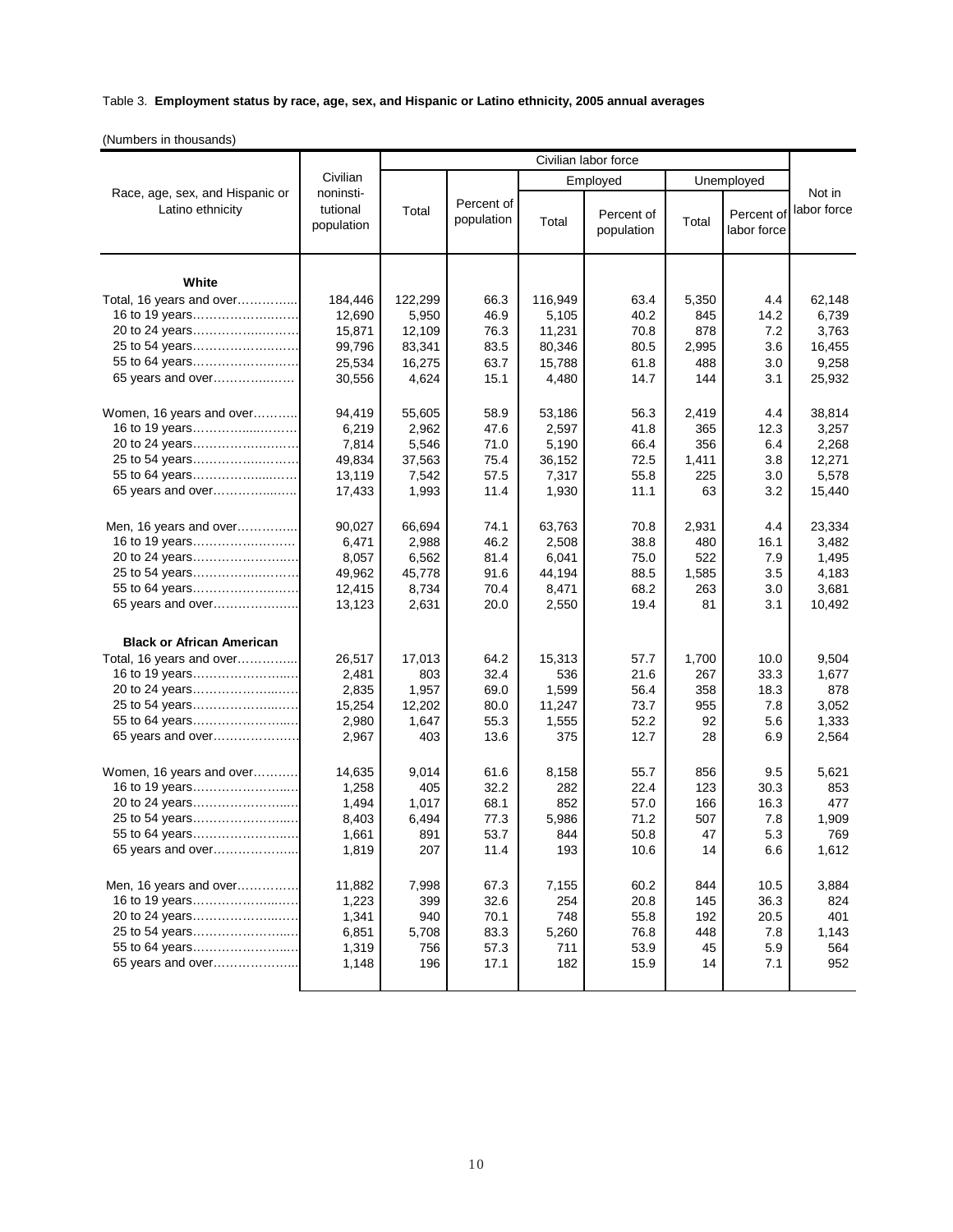Table 3. **Employment status by race, age, sex, and Hispanic or Latino ethnicity, 2005 annual averages**

(Numbers in thousands)

| Race, age, sex, and Hispanic or Latino ethnicity | Civilian noninsti-tutional population | Civilian labor force | | | | | | Not in labor force |
|---|---|---|---|---|---|---|---|---|
| | | Total | Percent of population | Employed | | Unemployed | | |
| | | | | Total | Percent of population | Total | Percent of labor force | |
| **White** | | | | | | | | |
| Total, 16 years and over | 184,446 | 122,299 | 66.3 | 116,949 | 63.4 | 5,350 | 4.4 | 62,148 |
| 16 to 19 years | 12,690 | 5,950 | 46.9 | 5,105 | 40.2 | 845 | 14.2 | 6,739 |
| 20 to 24 years | 15,871 | 12,109 | 76.3 | 11,231 | 70.8 | 878 | 7.2 | 3,763 |
| 25 to 54 years | 99,796 | 83,341 | 83.5 | 80,346 | 80.5 | 2,995 | 3.6 | 16,455 |
| 55 to 64 years | 25,534 | 16,275 | 63.7 | 15,788 | 61.8 | 488 | 3.0 | 9,258 |
| 65 years and over | 30,556 | 4,624 | 15.1 | 4,480 | 14.7 | 144 | 3.1 | 25,932 |
| Women, 16 years and over | 94,419 | 55,605 | 58.9 | 53,186 | 56.3 | 2,419 | 4.4 | 38,814 |
| 16 to 19 years | 6,219 | 2,962 | 47.6 | 2,597 | 41.8 | 365 | 12.3 | 3,257 |
| 20 to 24 years | 7,814 | 5,546 | 71.0 | 5,190 | 66.4 | 356 | 6.4 | 2,268 |
| 25 to 54 years | 49,834 | 37,563 | 75.4 | 36,152 | 72.5 | 1,411 | 3.8 | 12,271 |
| 55 to 64 years | 13,119 | 7,542 | 57.5 | 7,317 | 55.8 | 225 | 3.0 | 5,578 |
| 65 years and over | 17,433 | 1,993 | 11.4 | 1,930 | 11.1 | 63 | 3.2 | 15,440 |
| Men, 16 years and over | 90,027 | 66,694 | 74.1 | 63,763 | 70.8 | 2,931 | 4.4 | 23,334 |
| 16 to 19 years | 6,471 | 2,988 | 46.2 | 2,508 | 38.8 | 480 | 16.1 | 3,482 |
| 20 to 24 years | 8,057 | 6,562 | 81.4 | 6,041 | 75.0 | 522 | 7.9 | 1,495 |
| 25 to 54 years | 49,962 | 45,778 | 91.6 | 44,194 | 88.5 | 1,585 | 3.5 | 4,183 |
| 55 to 64 years | 12,415 | 8,734 | 70.4 | 8,471 | 68.2 | 263 | 3.0 | 3,681 |
| 65 years and over | 13,123 | 2,631 | 20.0 | 2,550 | 19.4 | 81 | 3.1 | 10,492 |
| **Black or African American** | | | | | | | | |
| Total, 16 years and over | 26,517 | 17,013 | 64.2 | 15,313 | 57.7 | 1,700 | 10.0 | 9,504 |
| 16 to 19 years | 2,481 | 803 | 32.4 | 536 | 21.6 | 267 | 33.3 | 1,677 |
| 20 to 24 years | 2,835 | 1,957 | 69.0 | 1,599 | 56.4 | 358 | 18.3 | 878 |
| 25 to 54 years | 15,254 | 12,202 | 80.0 | 11,247 | 73.7 | 955 | 7.8 | 3,052 |
| 55 to 64 years | 2,980 | 1,647 | 55.3 | 1,555 | 52.2 | 92 | 5.6 | 1,333 |
| 65 years and over | 2,967 | 403 | 13.6 | 375 | 12.7 | 28 | 6.9 | 2,564 |
| Women, 16 years and over | 14,635 | 9,014 | 61.6 | 8,158 | 55.7 | 856 | 9.5 | 5,621 |
| 16 to 19 years | 1,258 | 405 | 32.2 | 282 | 22.4 | 123 | 30.3 | 853 |
| 20 to 24 years | 1,494 | 1,017 | 68.1 | 852 | 57.0 | 166 | 16.3 | 477 |
| 25 to 54 years | 8,403 | 6,494 | 77.3 | 5,986 | 71.2 | 507 | 7.8 | 1,909 |
| 55 to 64 years | 1,661 | 891 | 53.7 | 844 | 50.8 | 47 | 5.3 | 769 |
| 65 years and over | 1,819 | 207 | 11.4 | 193 | 10.6 | 14 | 6.6 | 1,612 |
| Men, 16 years and over | 11,882 | 7,998 | 67.3 | 7,155 | 60.2 | 844 | 10.5 | 3,884 |
| 16 to 19 years | 1,223 | 399 | 32.6 | 254 | 20.8 | 145 | 36.3 | 824 |
| 20 to 24 years | 1,341 | 940 | 70.1 | 748 | 55.8 | 192 | 20.5 | 401 |
| 25 to 54 years | 6,851 | 5,708 | 83.3 | 5,260 | 76.8 | 448 | 7.8 | 1,143 |
| 55 to 64 years | 1,319 | 756 | 57.3 | 711 | 53.9 | 45 | 5.9 | 564 |
| 65 years and over | 1,148 | 196 | 17.1 | 182 | 15.9 | 14 | 7.1 | 952 |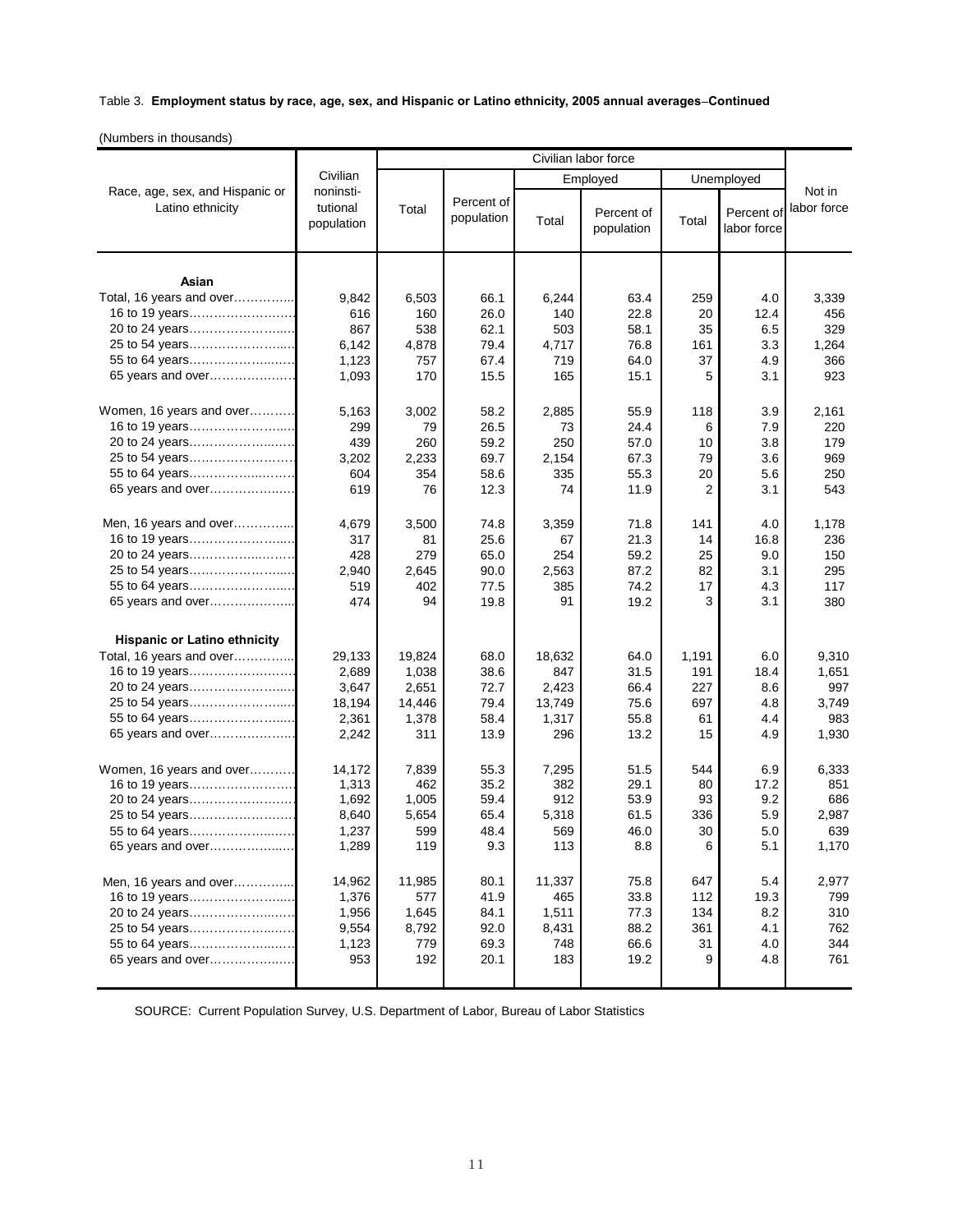Table 3. **Employment status by race, age, sex, and Hispanic or Latino ethnicity, 2005 annual averages–Continued**

(Numbers in thousands)

| Race, age, sex, and Hispanic or Latino ethnicity | Civilian noninstitutional population | Civilian labor force | | | | | | Not in labor force |
|---|---|---|---|---|---|---|---|---|
| | | Total | Percent of population | Employed | | Unemployed | | |
| | | | | Total | Percent of population | Total | Percent of labor force | |
| **Asian** | | | | | | | | |
| Total, 16 years and over | 9,842 | 6,503 | 66.1 | 6,244 | 63.4 | 259 | 4.0 | 3,339 |
| 16 to 19 years | 616 | 160 | 26.0 | 140 | 22.8 | 20 | 12.4 | 456 |
| 20 to 24 years | 867 | 538 | 62.1 | 503 | 58.1 | 35 | 6.5 | 329 |
| 25 to 54 years | 6,142 | 4,878 | 79.4 | 4,717 | 76.8 | 161 | 3.3 | 1,264 |
| 55 to 64 years | 1,123 | 757 | 67.4 | 719 | 64.0 | 37 | 4.9 | 366 |
| 65 years and over | 1,093 | 170 | 15.5 | 165 | 15.1 | 5 | 3.1 | 923 |
| Women, 16 years and over | 5,163 | 3,002 | 58.2 | 2,885 | 55.9 | 118 | 3.9 | 2,161 |
| 16 to 19 years | 299 | 79 | 26.5 | 73 | 24.4 | 6 | 7.9 | 220 |
| 20 to 24 years | 439 | 260 | 59.2 | 250 | 57.0 | 10 | 3.8 | 179 |
| 25 to 54 years | 3,202 | 2,233 | 69.7 | 2,154 | 67.3 | 79 | 3.6 | 969 |
| 55 to 64 years | 604 | 354 | 58.6 | 335 | 55.3 | 20 | 5.6 | 250 |
| 65 years and over | 619 | 76 | 12.3 | 74 | 11.9 | 2 | 3.1 | 543 |
| Men, 16 years and over | 4,679 | 3,500 | 74.8 | 3,359 | 71.8 | 141 | 4.0 | 1,178 |
| 16 to 19 years | 317 | 81 | 25.6 | 67 | 21.3 | 14 | 16.8 | 236 |
| 20 to 24 years | 428 | 279 | 65.0 | 254 | 59.2 | 25 | 9.0 | 150 |
| 25 to 54 years | 2,940 | 2,645 | 90.0 | 2,563 | 87.2 | 82 | 3.1 | 295 |
| 55 to 64 years | 519 | 402 | 77.5 | 385 | 74.2 | 17 | 4.3 | 117 |
| 65 years and over | 474 | 94 | 19.8 | 91 | 19.2 | 3 | 3.1 | 380 |
| **Hispanic or Latino ethnicity** | | | | | | | | |
| Total, 16 years and over | 29,133 | 19,824 | 68.0 | 18,632 | 64.0 | 1,191 | 6.0 | 9,310 |
| 16 to 19 years | 2,689 | 1,038 | 38.6 | 847 | 31.5 | 191 | 18.4 | 1,651 |
| 20 to 24 years | 3,647 | 2,651 | 72.7 | 2,423 | 66.4 | 227 | 8.6 | 997 |
| 25 to 54 years | 18,194 | 14,446 | 79.4 | 13,749 | 75.6 | 697 | 4.8 | 3,749 |
| 55 to 64 years | 2,361 | 1,378 | 58.4 | 1,317 | 55.8 | 61 | 4.4 | 983 |
| 65 years and over | 2,242 | 311 | 13.9 | 296 | 13.2 | 15 | 4.9 | 1,930 |
| Women, 16 years and over | 14,172 | 7,839 | 55.3 | 7,295 | 51.5 | 544 | 6.9 | 6,333 |
| 16 to 19 years | 1,313 | 462 | 35.2 | 382 | 29.1 | 80 | 17.2 | 851 |
| 20 to 24 years | 1,692 | 1,005 | 59.4 | 912 | 53.9 | 93 | 9.2 | 686 |
| 25 to 54 years | 8,640 | 5,654 | 65.4 | 5,318 | 61.5 | 336 | 5.9 | 2,987 |
| 55 to 64 years | 1,237 | 599 | 48.4 | 569 | 46.0 | 30 | 5.0 | 639 |
| 65 years and over | 1,289 | 119 | 9.3 | 113 | 8.8 | 6 | 5.1 | 1,170 |
| Men, 16 years and over | 14,962 | 11,985 | 80.1 | 11,337 | 75.8 | 647 | 5.4 | 2,977 |
| 16 to 19 years | 1,376 | 577 | 41.9 | 465 | 33.8 | 112 | 19.3 | 799 |
| 20 to 24 years | 1,956 | 1,645 | 84.1 | 1,511 | 77.3 | 134 | 8.2 | 310 |
| 25 to 54 years | 9,554 | 8,792 | 92.0 | 8,431 | 88.2 | 361 | 4.1 | 762 |
| 55 to 64 years | 1,123 | 779 | 69.3 | 748 | 66.6 | 31 | 4.0 | 344 |
| 65 years and over | 953 | 192 | 20.1 | 183 | 19.2 | 9 | 4.8 | 761 |

SOURCE: Current Population Survey, U.S. Department of Labor, Bureau of Labor Statistics